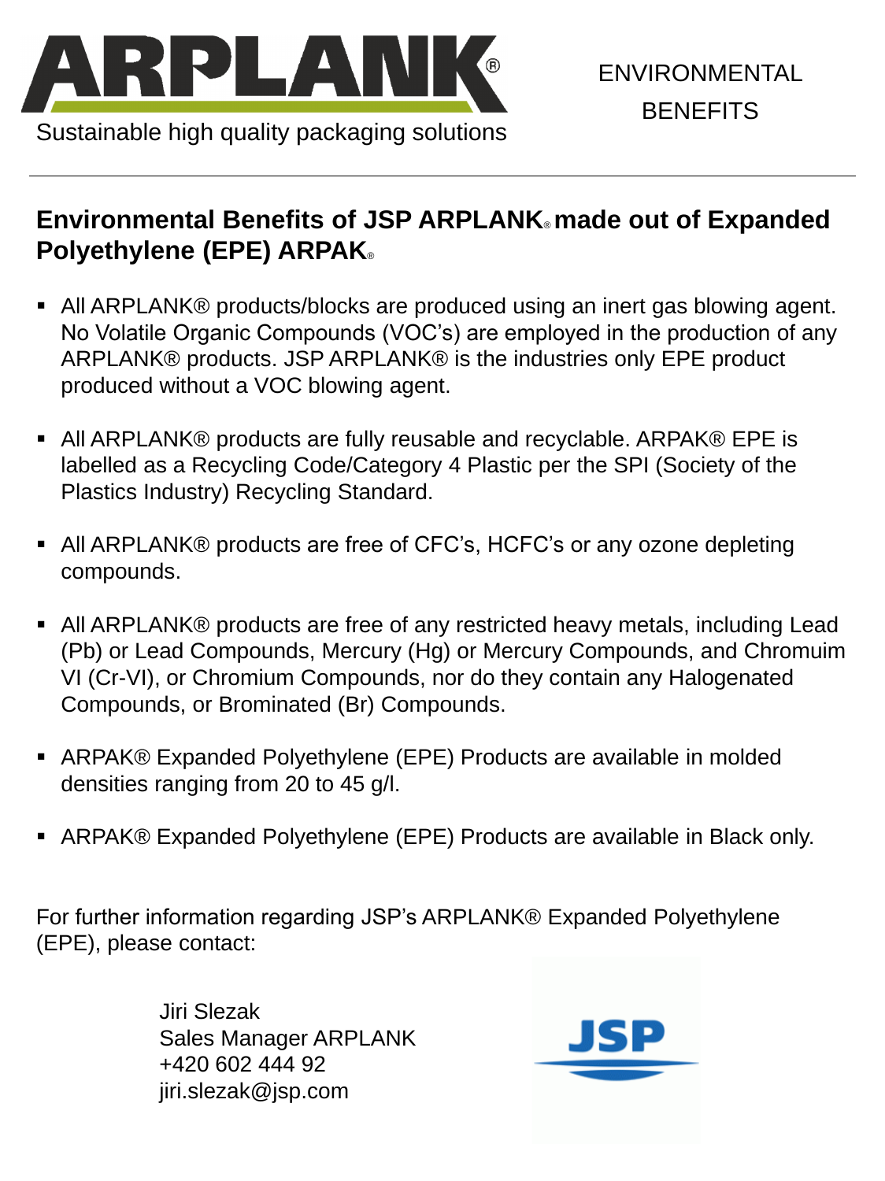# ARPLANK®

Sustainable high quality packaging solutions

ENVIRONMENTAL BENEFITS

## Environmental Benefits of JSP ARPLANK® made out of Expanded Polyethylene (EPE) ARPAK®

- All ARPLANK® products/blocks are produced using an inert gas blowing agent. No Volatile Organic Compounds (VOC's) are employed in the production of any ARPLANK® products. JSP ARPLANK® is the industries only EPE product produced without a VOC blowing agent.
- All ARPLANK® products are fully reusable and recyclable. ARPAK® EPE is labelled as a Recycling Code/Category 4 Plastic per the SPI (Society of the Plastics Industry) Recycling Standard.
- All ARPLANK® products are free of CFC's, HCFC's or any ozone depleting compounds.
- All ARPLANK® products are free of any restricted heavy metals, including Lead (Pb) or Lead Compounds, Mercury (Hg) or Mercury Compounds, and Chromuim VI (Cr-VI), or Chromium Compounds, nor do they contain any Halogenated Compounds, or Brominated (Br) Compounds.
- ARPAK® Expanded Polyethylene (EPE) Products are available in molded densities ranging from 20 to 45 g/l.
- ARPAK® Expanded Polyethylene (EPE) Products are available in Black only.

For further information regarding JSP's ARPLANK® Expanded Polyethylene (EPE), please contact:

Jiri Slezak
Sales Manager ARPLANK
+420 602 444 92
jiri.slezak@jsp.com

JSP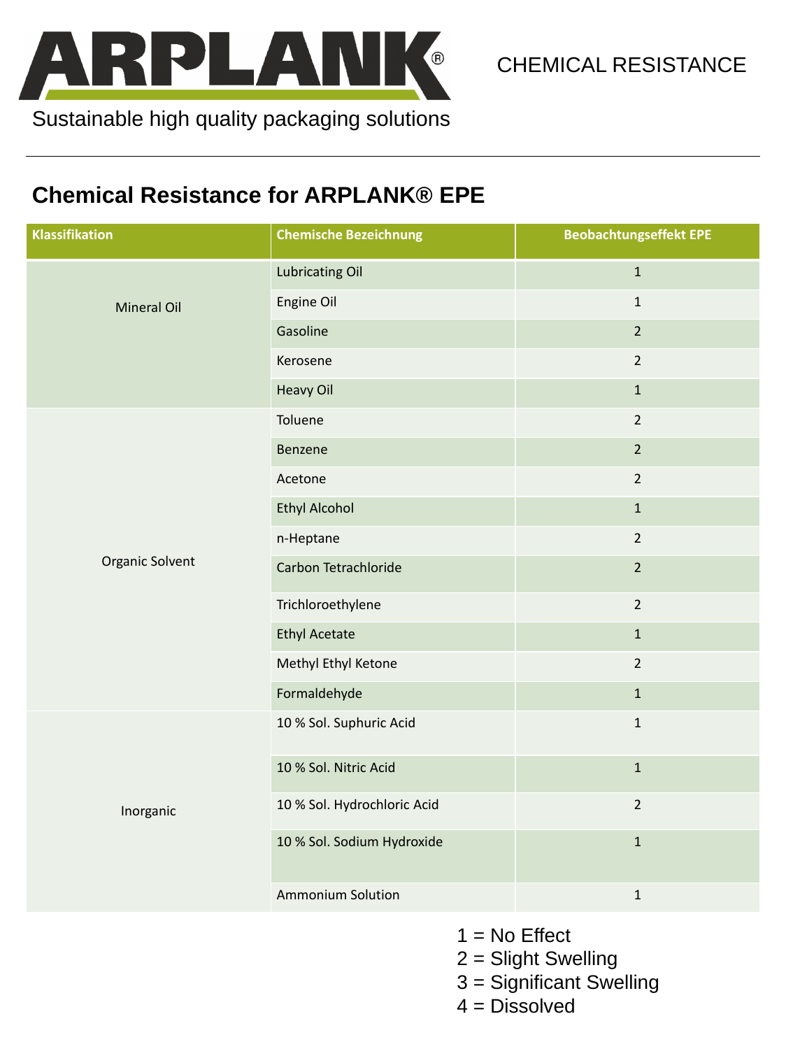ARPLANK®

CHEMICAL RESISTANCE

Sustainable high quality packaging solutions

## Chemical Resistance for ARPLANK® EPE

| Klassifikation | Chemische Bezeichnung | Beobachtungseffekt EPE |
|---|---|---|
| Mineral Oil | Lubricating Oil | 1 |
| | Engine Oil | 1 |
| | Gasoline | 2 |
| | Kerosene | 2 |
| | Heavy Oil | 1 |
| Organic Solvent | Toluene | 2 |
| | Benzene | 2 |
| | Acetone | 2 |
| | Ethyl Alcohol | 1 |
| | n-Heptane | 2 |
| | Carbon Tetrachloride | 2 |
| | Trichloroethylene | 2 |
| | Ethyl Acetate | 1 |
| | Methyl Ethyl Ketone | 2 |
| | Formaldehyde | 1 |
| Inorganic | 10 % Sol. Suphuric Acid | 1 |
| | 10 % Sol. Nitric Acid | 1 |
| | 10 % Sol. Hydrochloric Acid | 2 |
| | 10 % Sol. Sodium Hydroxide | 1 |
| | Ammonium Solution | 1 |

1 = No Effect
2 = Slight Swelling
3 = Significant Swelling
4 = Dissolved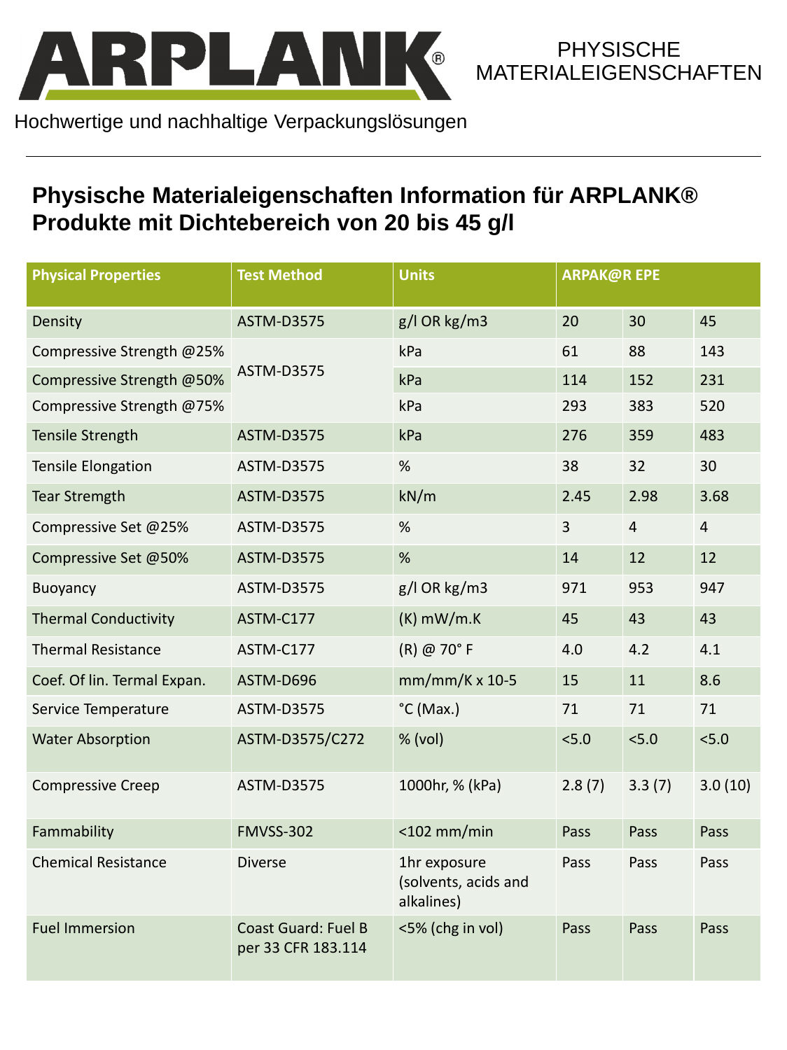ARPLANK®

PHYSISCHE MATERIALEIGENSCHAFTEN

Hochwertige und nachhaltige Verpackungslösungen

## Physische Materialeigenschaften Information für ARPLANK® Produkte mit Dichtebereich von 20 bis 45 g/l

| Physical Properties | Test Method | Units | ARPAK@R EPE | | |
|---|---|---|---|---|---|
| Density | ASTM-D3575 | g/l OR kg/m3 | 20 | 30 | 45 |
| Compressive Strength @25% | ASTM-D3575 | kPa | 61 | 88 | 143 |
| Compressive Strength @50% | | kPa | 114 | 152 | 231 |
| Compressive Strength @75% | | kPa | 293 | 383 | 520 |
| Tensile Strength | ASTM-D3575 | kPa | 276 | 359 | 483 |
| Tensile Elongation | ASTM-D3575 | % | 38 | 32 | 30 |
| Tear Stremgth | ASTM-D3575 | kN/m | 2.45 | 2.98 | 3.68 |
| Compressive Set @25% | ASTM-D3575 | % | 3 | 4 | 4 |
| Compressive Set @50% | ASTM-D3575 | % | 14 | 12 | 12 |
| Buoyancy | ASTM-D3575 | g/l OR kg/m3 | 971 | 953 | 947 |
| Thermal Conductivity | ASTM-C177 | (K) mW/m.K | 45 | 43 | 43 |
| Thermal Resistance | ASTM-C177 | (R) @ 70° F | 4.0 | 4.2 | 4.1 |
| Coef. Of lin. Termal Expan. | ASTM-D696 | mm/mm/K x 10-5 | 15 | 11 | 8.6 |
| Service Temperature | ASTM-D3575 | °C (Max.) | 71 | 71 | 71 |
| Water Absorption | ASTM-D3575/C272 | % (vol) | <5.0 | <5.0 | <5.0 |
| Compressive Creep | ASTM-D3575 | 1000hr, % (kPa) | 2.8 (7) | 3.3 (7) | 3.0 (10) |
| Fammability | FMVSS-302 | <102 mm/min | Pass | Pass | Pass |
| Chemical Resistance | Diverse | 1hr exposure (solvents, acids and alkalines) | Pass | Pass | Pass |
| Fuel Immersion | Coast Guard: Fuel B per 33 CFR 183.114 | <5% (chg in vol) | Pass | Pass | Pass |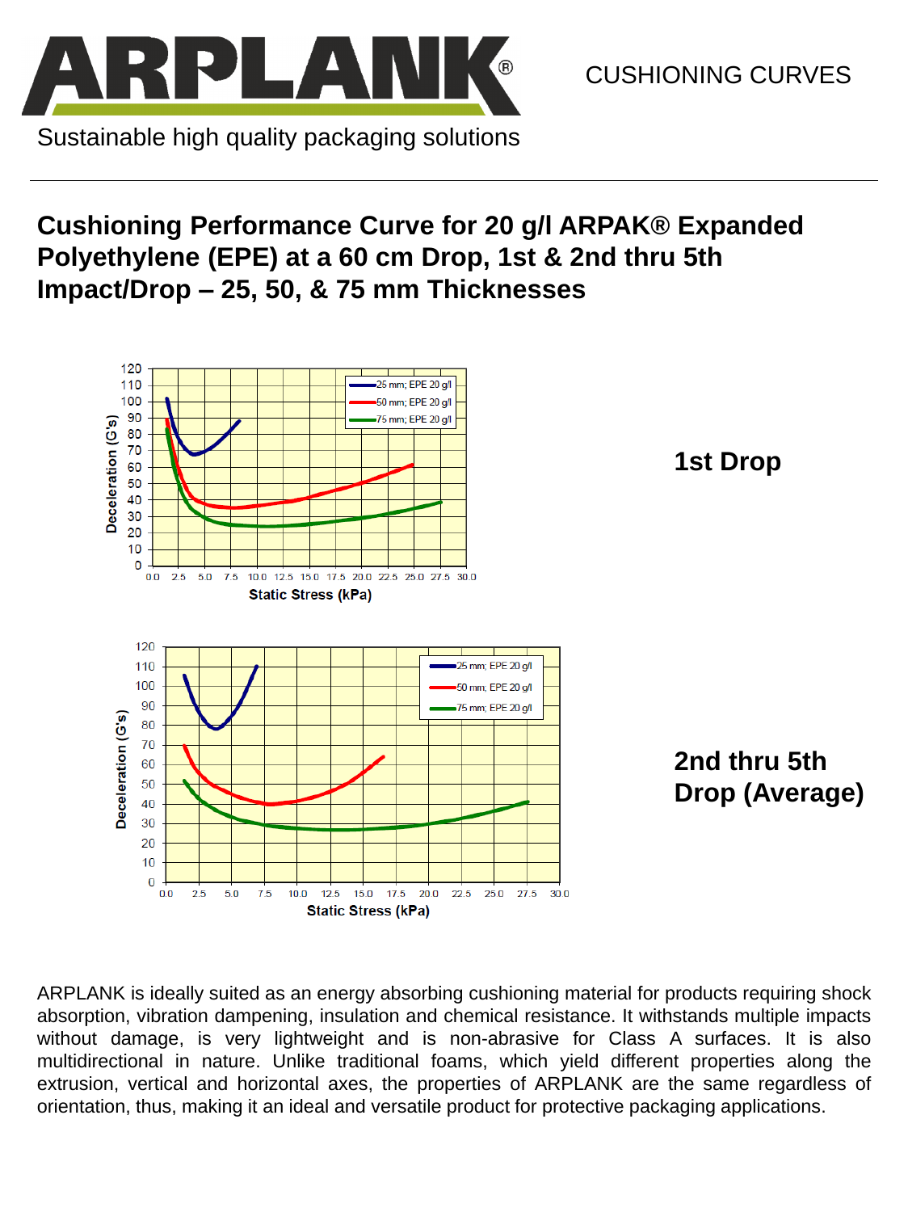ARPLANK®

Sustainable high quality packaging solutions

CUSHIONING CURVES

## Cushioning Performance Curve for 20 g/l ARPAK® Expanded Polyethylene (EPE) at a 60 cm Drop, 1st & 2nd thru 5th Impact/Drop – 25, 50, & 75 mm Thicknesses

**1st Drop**

**2nd thru 5th Drop (Average)**

ARPLANK is ideally suited as an energy absorbing cushioning material for products requiring shock absorption, vibration dampening, insulation and chemical resistance. It withstands multiple impacts without damage, is very lightweight and is non-abrasive for Class A surfaces. It is also multidirectional in nature. Unlike traditional foams, which yield different properties along the extrusion, vertical and horizontal axes, the properties of ARPLANK are the same regardless of orientation, thus, making it an ideal and versatile product for protective packaging applications.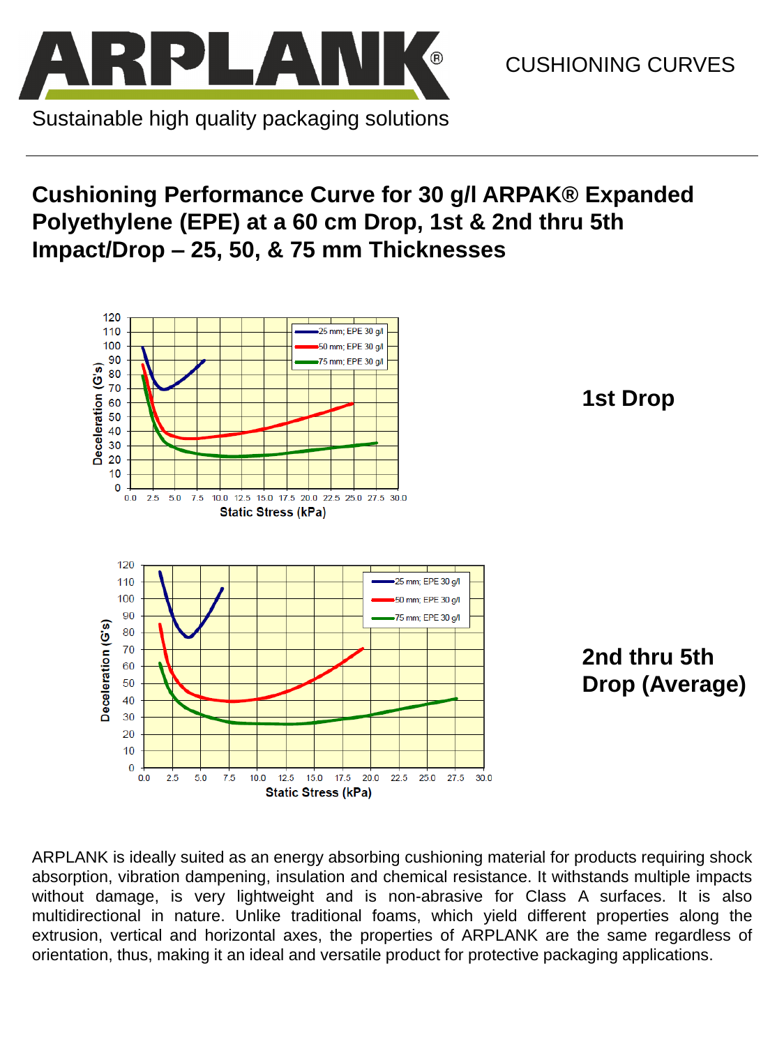# Cushioning Performance Curve for 30 g/l ARPAK® Expanded Polyethylene (EPE) at a 60 cm Drop, 1st & 2nd thru 5th Impact/Drop – 25, 50, & 75 mm Thicknesses

**1st Drop**

**2nd thru 5th Drop (Average)**

ARPLANK is ideally suited as an energy absorbing cushioning material for products requiring shock absorption, vibration dampening, insulation and chemical resistance. It withstands multiple impacts without damage, is very lightweight and is non-abrasive for Class A surfaces. It is also multidirectional in nature. Unlike traditional foams, which yield different properties along the extrusion, vertical and horizontal axes, the properties of ARPLANK are the same regardless of orientation, thus, making it an ideal and versatile product for protective packaging applications.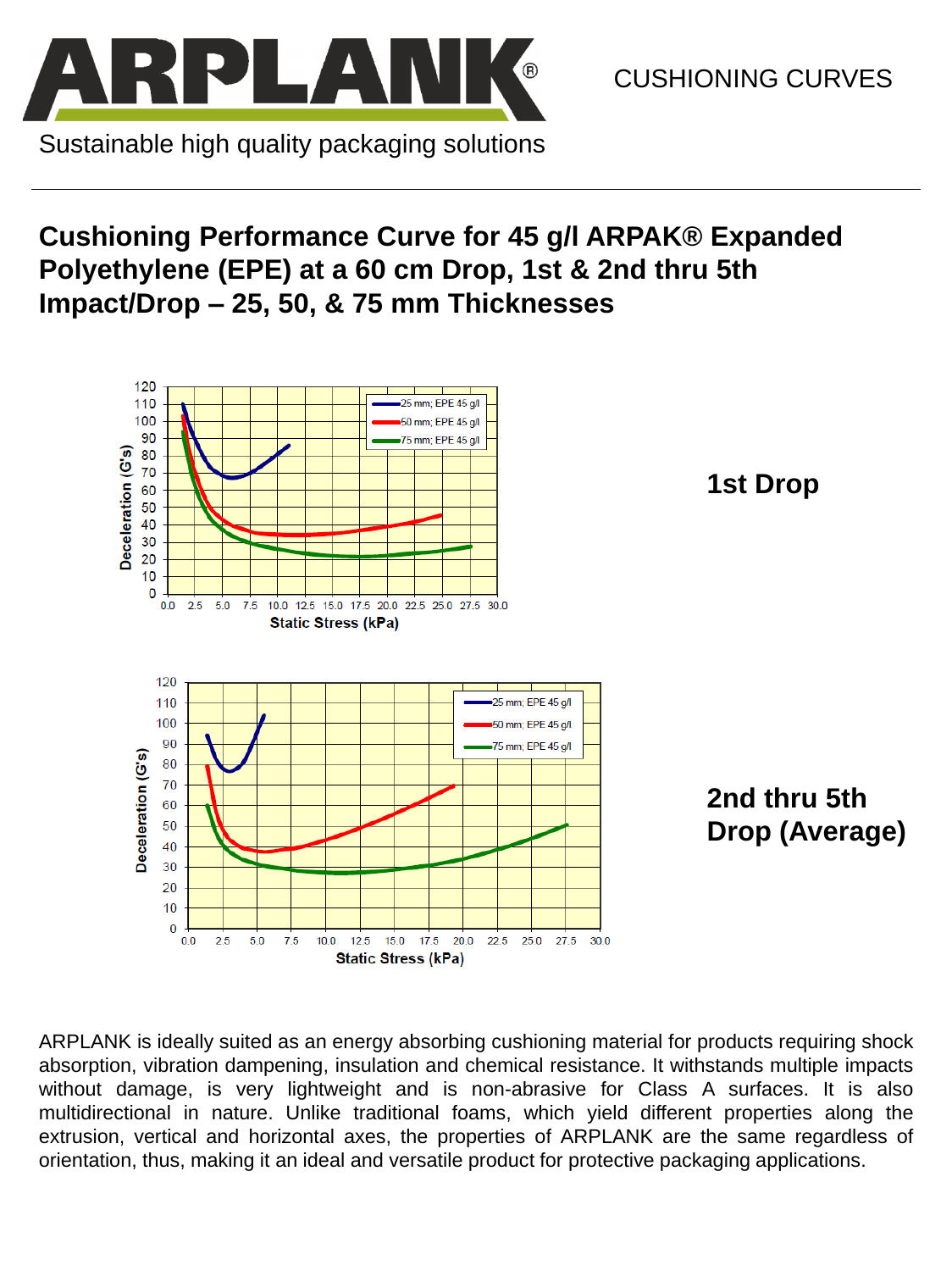# ARPLANK®

Sustainable high quality packaging solutions

CUSHIONING CURVES

## Cushioning Performance Curve for 45 g/l ARPAK® Expanded Polyethylene (EPE) at a 60 cm Drop, 1st & 2nd thru 5th Impact/Drop – 25, 50, & 75 mm Thicknesses

Deceleration (G's)

120
110
100
90
80
70
60
50
40
30
20
10
0

0.0 2.5 5.0 7.5 10.0 12.5 15.0 17.5 20.0 22.5 25.0 27.5 30.0

Static Stress (kPa)

25 mm; EPE 45 g/l
50 mm; EPE 45 g/l
75 mm; EPE 45 g/l

**1st Drop**

Deceleration (G's)

120
110
100
90
80
70
60
50
40
30
20
10
0

0.0 2.5 5.0 7.5 10.0 12.5 15.0 17.5 20.0 22.5 25.0 27.5 30.0

Static Stress (kPa)

25 mm; EPE 45 g/l
50 mm; EPE 45 g/l
75 mm; EPE 45 g/l

**2nd thru 5th Drop (Average)**

ARPLANK is ideally suited as an energy absorbing cushioning material for products requiring shock absorption, vibration dampening, insulation and chemical resistance. It withstands multiple impacts without damage, is very lightweight and is non-abrasive for Class A surfaces. It is also multidirectional in nature. Unlike traditional foams, which yield different properties along the extrusion, vertical and horizontal axes, the properties of ARPLANK are the same regardless of orientation, thus, making it an ideal and versatile product for protective packaging applications.